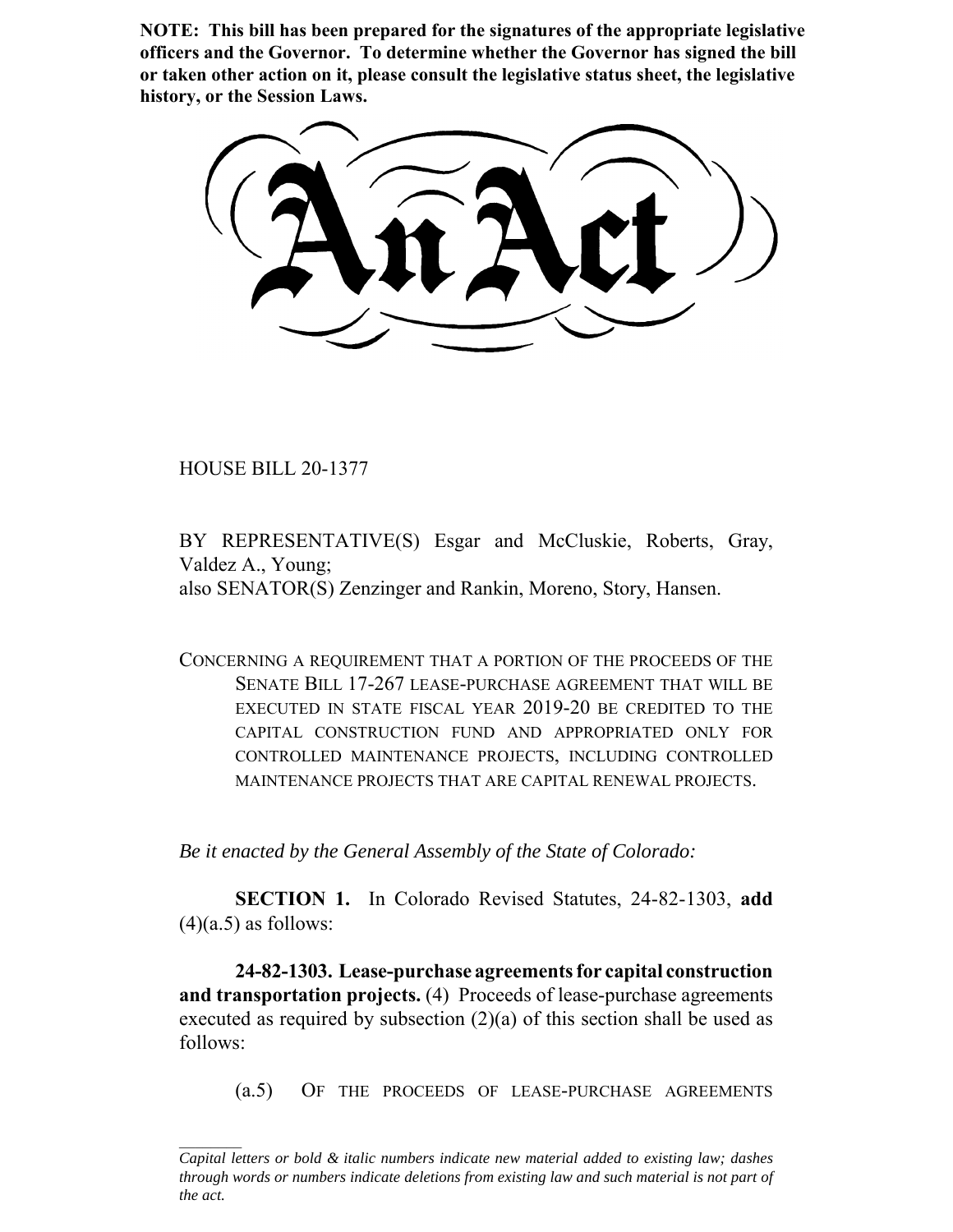**NOTE: This bill has been prepared for the signatures of the appropriate legislative officers and the Governor. To determine whether the Governor has signed the bill or taken other action on it, please consult the legislative status sheet, the legislative history, or the Session Laws.**

# An Act

HOUSE BILL 20-1377

BY REPRESENTATIVE(S) Esgar and McCluskie, Roberts, Gray, Valdez A., Young;
also SENATOR(S) Zenzinger and Rankin, Moreno, Story, Hansen.

CONCERNING A REQUIREMENT THAT A PORTION OF THE PROCEEDS OF THE SENATE BILL 17-267 LEASE-PURCHASE AGREEMENT THAT WILL BE EXECUTED IN STATE FISCAL YEAR 2019-20 BE CREDITED TO THE CAPITAL CONSTRUCTION FUND AND APPROPRIATED ONLY FOR CONTROLLED MAINTENANCE PROJECTS, INCLUDING CONTROLLED MAINTENANCE PROJECTS THAT ARE CAPITAL RENEWAL PROJECTS.

*Be it enacted by the General Assembly of the State of Colorado:*

**SECTION 1.** In Colorado Revised Statutes, 24-82-1303, **add** (4)(a.5) as follows:

**24-82-1303. Lease-purchase agreements for capital construction and transportation projects.** (4) Proceeds of lease-purchase agreements executed as required by subsection (2)(a) of this section shall be used as follows:

(a.5) OF THE PROCEEDS OF LEASE-PURCHASE AGREEMENTS

*Capital letters or bold & italic numbers indicate new material added to existing law; dashes through words or numbers indicate deletions from existing law and such material is not part of the act.*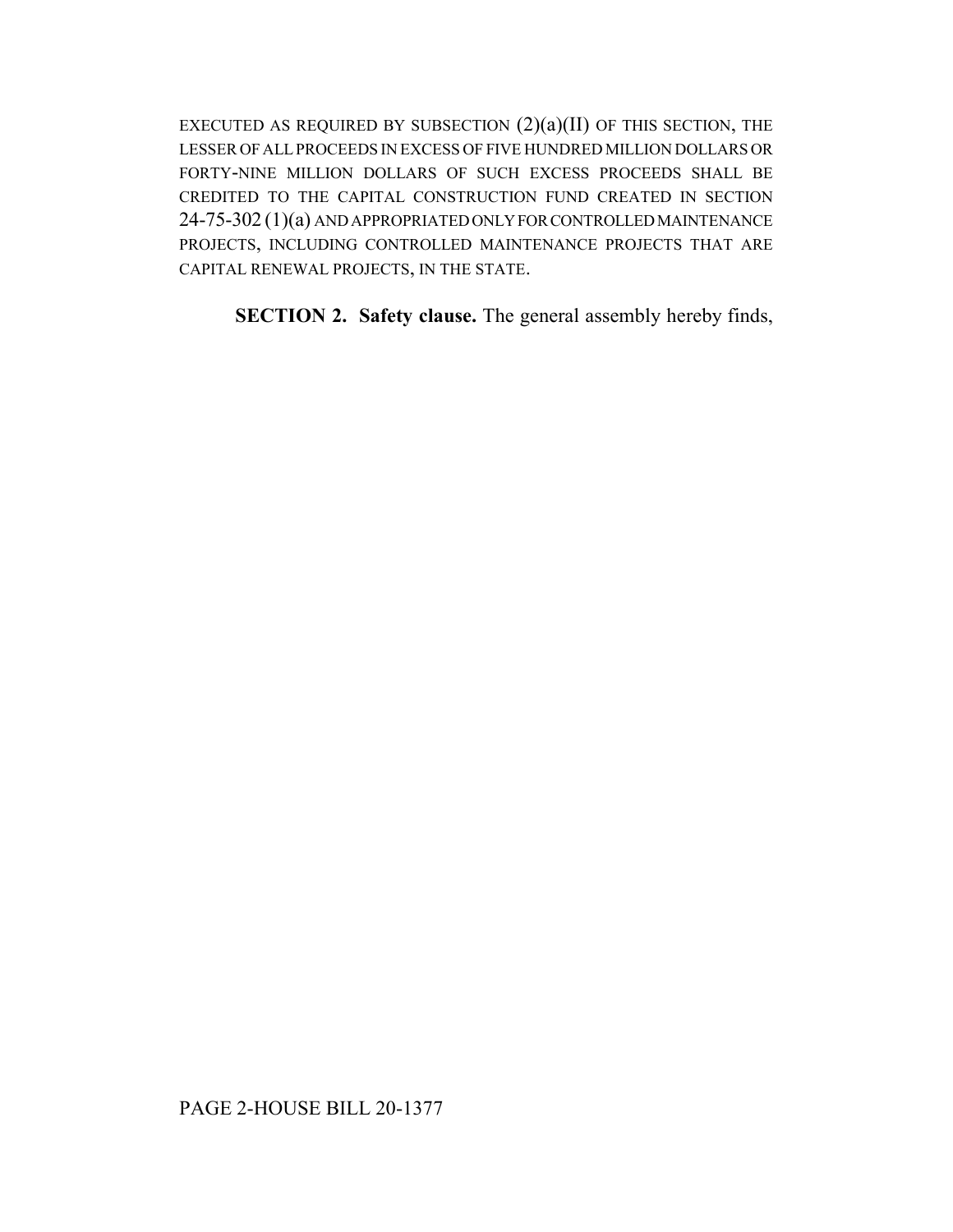EXECUTED AS REQUIRED BY SUBSECTION (2)(a)(II) OF THIS SECTION, THE LESSER OF ALL PROCEEDS IN EXCESS OF FIVE HUNDRED MILLION DOLLARS OR FORTY-NINE MILLION DOLLARS OF SUCH EXCESS PROCEEDS SHALL BE CREDITED TO THE CAPITAL CONSTRUCTION FUND CREATED IN SECTION 24-75-302 (1)(a) AND APPROPRIATED ONLY FOR CONTROLLED MAINTENANCE PROJECTS, INCLUDING CONTROLLED MAINTENANCE PROJECTS THAT ARE CAPITAL RENEWAL PROJECTS, IN THE STATE.

**SECTION 2. Safety clause.** The general assembly hereby finds,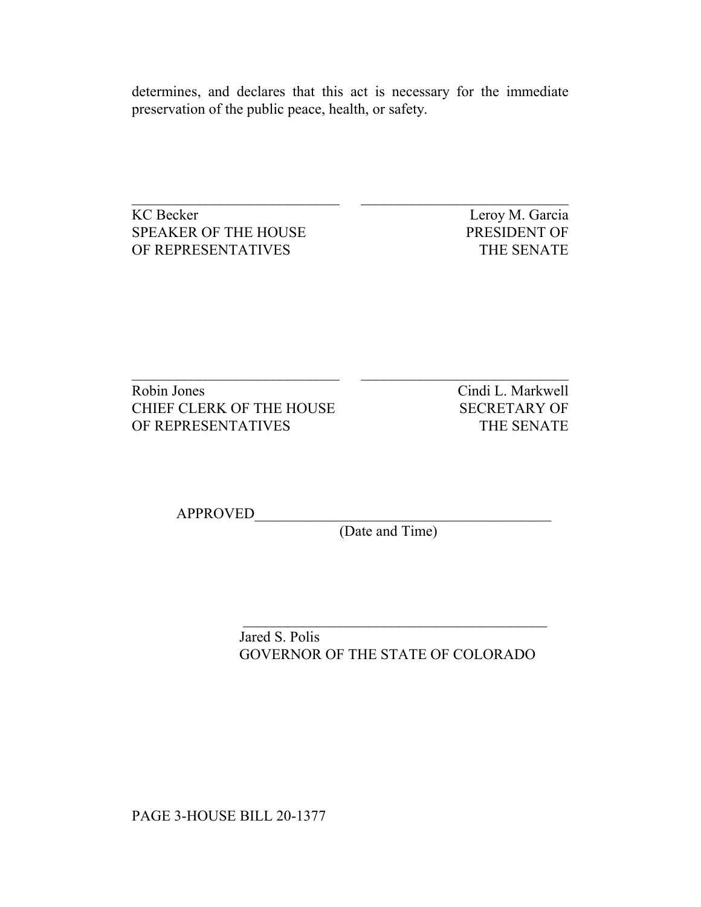determines, and declares that this act is necessary for the immediate preservation of the public peace, health, or safety.

| | |
|---|---|
| ____________________________ | ____________________________ |
| KC Becker | Leroy M. Garcia |
| SPEAKER OF THE HOUSE | PRESIDENT OF |
| OF REPRESENTATIVES | THE SENATE |

| | |
|---|---|
| ____________________________ | ____________________________ |
| Robin Jones | Cindi L. Markwell |
| CHIEF CLERK OF THE HOUSE | SECRETARY OF |
| OF REPRESENTATIVES | THE SENATE |

APPROVED________________________________________

(Date and Time)

_________________________________________

Jared S. Polis

GOVERNOR OF THE STATE OF COLORADO

PAGE 3-HOUSE BILL 20-1377